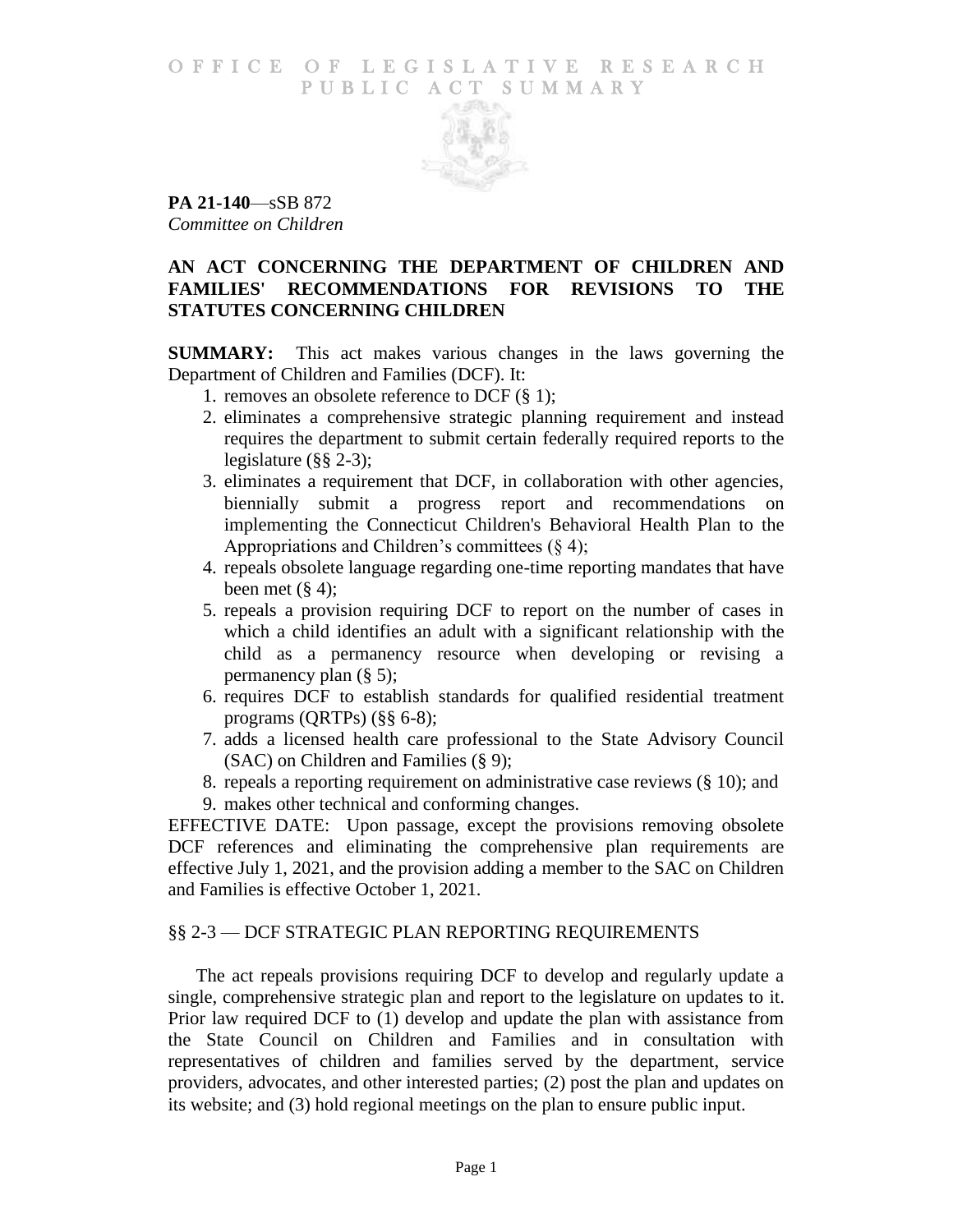# OFFICE OF LEGISLATIVE RESEARCH PUBLIC ACT SUMMARY

**PA 21-140**—sSB 872
*Committee on Children*

## AN ACT CONCERNING THE DEPARTMENT OF CHILDREN AND FAMILIES' RECOMMENDATIONS FOR REVISIONS TO THE STATUTES CONCERNING CHILDREN

**SUMMARY:** This act makes various changes in the laws governing the Department of Children and Families (DCF). It:

1. removes an obsolete reference to DCF (§ 1);
2. eliminates a comprehensive strategic planning requirement and instead requires the department to submit certain federally required reports to the legislature (§§ 2-3);
3. eliminates a requirement that DCF, in collaboration with other agencies, biennially submit a progress report and recommendations on implementing the Connecticut Children's Behavioral Health Plan to the Appropriations and Children's committees (§ 4);
4. repeals obsolete language regarding one-time reporting mandates that have been met (§ 4);
5. repeals a provision requiring DCF to report on the number of cases in which a child identifies an adult with a significant relationship with the child as a permanency resource when developing or revising a permanency plan (§ 5);
6. requires DCF to establish standards for qualified residential treatment programs (QRTPs) (§§ 6-8);
7. adds a licensed health care professional to the State Advisory Council (SAC) on Children and Families (§ 9);
8. repeals a reporting requirement on administrative case reviews (§ 10); and
9. makes other technical and conforming changes.

EFFECTIVE DATE: Upon passage, except the provisions removing obsolete DCF references and eliminating the comprehensive plan requirements are effective July 1, 2021, and the provision adding a member to the SAC on Children and Families is effective October 1, 2021.

## §§ 2-3 — DCF STRATEGIC PLAN REPORTING REQUIREMENTS

The act repeals provisions requiring DCF to develop and regularly update a single, comprehensive strategic plan and report to the legislature on updates to it. Prior law required DCF to (1) develop and update the plan with assistance from the State Council on Children and Families and in consultation with representatives of children and families served by the department, service providers, advocates, and other interested parties; (2) post the plan and updates on its website; and (3) hold regional meetings on the plan to ensure public input.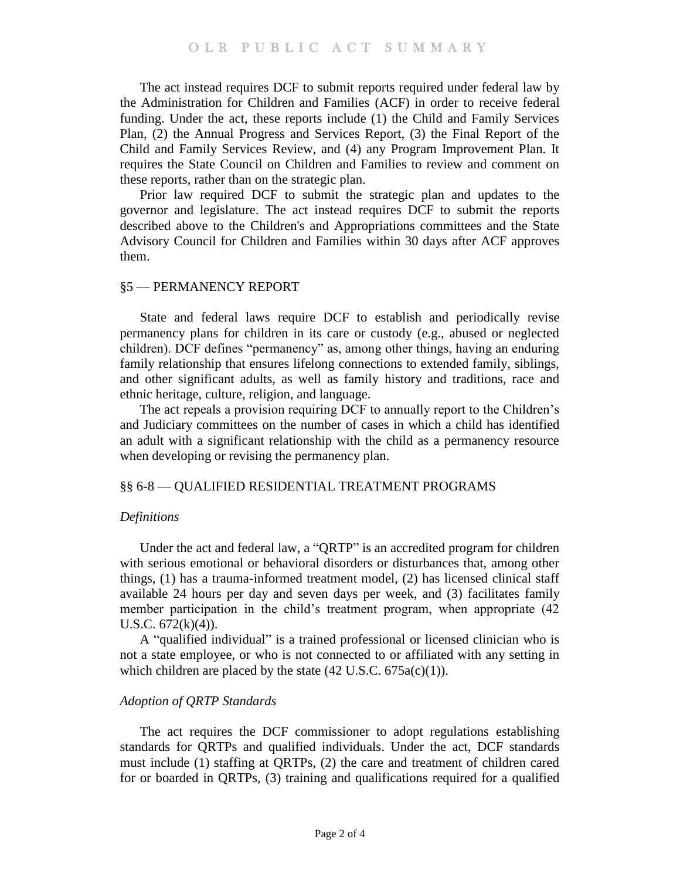The act instead requires DCF to submit reports required under federal law by the Administration for Children and Families (ACF) in order to receive federal funding. Under the act, these reports include (1) the Child and Family Services Plan, (2) the Annual Progress and Services Report, (3) the Final Report of the Child and Family Services Review, and (4) any Program Improvement Plan. It requires the State Council on Children and Families to review and comment on these reports, rather than on the strategic plan.

Prior law required DCF to submit the strategic plan and updates to the governor and legislature. The act instead requires DCF to submit the reports described above to the Children's and Appropriations committees and the State Advisory Council for Children and Families within 30 days after ACF approves them.

## §5 — PERMANENCY REPORT

State and federal laws require DCF to establish and periodically revise permanency plans for children in its care or custody (e.g., abused or neglected children). DCF defines "permanency" as, among other things, having an enduring family relationship that ensures lifelong connections to extended family, siblings, and other significant adults, as well as family history and traditions, race and ethnic heritage, culture, religion, and language.

The act repeals a provision requiring DCF to annually report to the Children's and Judiciary committees on the number of cases in which a child has identified an adult with a significant relationship with the child as a permanency resource when developing or revising the permanency plan.

## §§ 6-8 — QUALIFIED RESIDENTIAL TREATMENT PROGRAMS

### *Definitions*

Under the act and federal law, a "QRTP" is an accredited program for children with serious emotional or behavioral disorders or disturbances that, among other things, (1) has a trauma-informed treatment model, (2) has licensed clinical staff available 24 hours per day and seven days per week, and (3) facilitates family member participation in the child's treatment program, when appropriate (42 U.S.C. 672(k)(4)).

A "qualified individual" is a trained professional or licensed clinician who is not a state employee, or who is not connected to or affiliated with any setting in which children are placed by the state (42 U.S.C. 675a(c)(1)).

### *Adoption of QRTP Standards*

The act requires the DCF commissioner to adopt regulations establishing standards for QRTPs and qualified individuals. Under the act, DCF standards must include (1) staffing at QRTPs, (2) the care and treatment of children cared for or boarded in QRTPs, (3) training and qualifications required for a qualified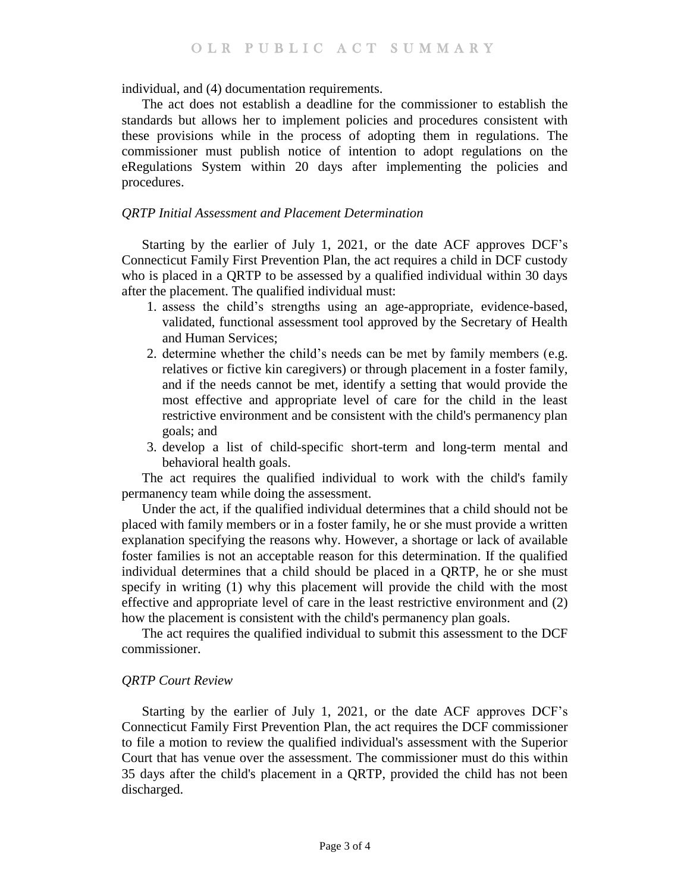individual, and (4) documentation requirements.

The act does not establish a deadline for the commissioner to establish the standards but allows her to implement policies and procedures consistent with these provisions while in the process of adopting them in regulations. The commissioner must publish notice of intention to adopt regulations on the eRegulations System within 20 days after implementing the policies and procedures.

*QRTP Initial Assessment and Placement Determination*

Starting by the earlier of July 1, 2021, or the date ACF approves DCF's Connecticut Family First Prevention Plan, the act requires a child in DCF custody who is placed in a QRTP to be assessed by a qualified individual within 30 days after the placement. The qualified individual must:

1. assess the child's strengths using an age-appropriate, evidence-based, validated, functional assessment tool approved by the Secretary of Health and Human Services;
2. determine whether the child's needs can be met by family members (e.g. relatives or fictive kin caregivers) or through placement in a foster family, and if the needs cannot be met, identify a setting that would provide the most effective and appropriate level of care for the child in the least restrictive environment and be consistent with the child's permanency plan goals; and
3. develop a list of child-specific short-term and long-term mental and behavioral health goals.

The act requires the qualified individual to work with the child's family permanency team while doing the assessment.

Under the act, if the qualified individual determines that a child should not be placed with family members or in a foster family, he or she must provide a written explanation specifying the reasons why. However, a shortage or lack of available foster families is not an acceptable reason for this determination. If the qualified individual determines that a child should be placed in a QRTP, he or she must specify in writing (1) why this placement will provide the child with the most effective and appropriate level of care in the least restrictive environment and (2) how the placement is consistent with the child's permanency plan goals.

The act requires the qualified individual to submit this assessment to the DCF commissioner.

*QRTP Court Review*

Starting by the earlier of July 1, 2021, or the date ACF approves DCF's Connecticut Family First Prevention Plan, the act requires the DCF commissioner to file a motion to review the qualified individual's assessment with the Superior Court that has venue over the assessment. The commissioner must do this within 35 days after the child's placement in a QRTP, provided the child has not been discharged.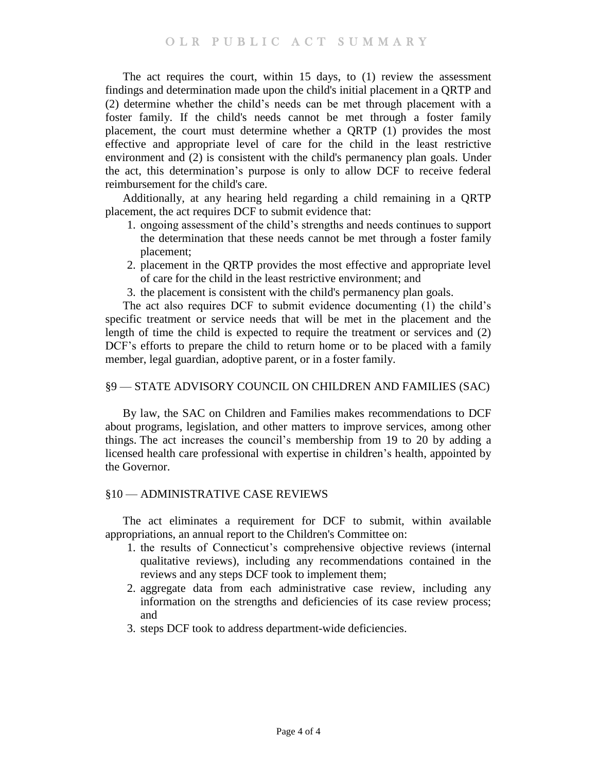The act requires the court, within 15 days, to (1) review the assessment findings and determination made upon the child's initial placement in a QRTP and (2) determine whether the child's needs can be met through placement with a foster family. If the child's needs cannot be met through a foster family placement, the court must determine whether a QRTP (1) provides the most effective and appropriate level of care for the child in the least restrictive environment and (2) is consistent with the child's permanency plan goals. Under the act, this determination's purpose is only to allow DCF to receive federal reimbursement for the child's care.

Additionally, at any hearing held regarding a child remaining in a QRTP placement, the act requires DCF to submit evidence that:

1. ongoing assessment of the child's strengths and needs continues to support the determination that these needs cannot be met through a foster family placement;
2. placement in the QRTP provides the most effective and appropriate level of care for the child in the least restrictive environment; and
3. the placement is consistent with the child's permanency plan goals.

The act also requires DCF to submit evidence documenting (1) the child's specific treatment or service needs that will be met in the placement and the length of time the child is expected to require the treatment or services and (2) DCF's efforts to prepare the child to return home or to be placed with a family member, legal guardian, adoptive parent, or in a foster family.

## §9 — STATE ADVISORY COUNCIL ON CHILDREN AND FAMILIES (SAC)

By law, the SAC on Children and Families makes recommendations to DCF about programs, legislation, and other matters to improve services, among other things. The act increases the council's membership from 19 to 20 by adding a licensed health care professional with expertise in children's health, appointed by the Governor.

## §10 — ADMINISTRATIVE CASE REVIEWS

The act eliminates a requirement for DCF to submit, within available appropriations, an annual report to the Children's Committee on:

1. the results of Connecticut's comprehensive objective reviews (internal qualitative reviews), including any recommendations contained in the reviews and any steps DCF took to implement them;
2. aggregate data from each administrative case review, including any information on the strengths and deficiencies of its case review process; and
3. steps DCF took to address department-wide deficiencies.